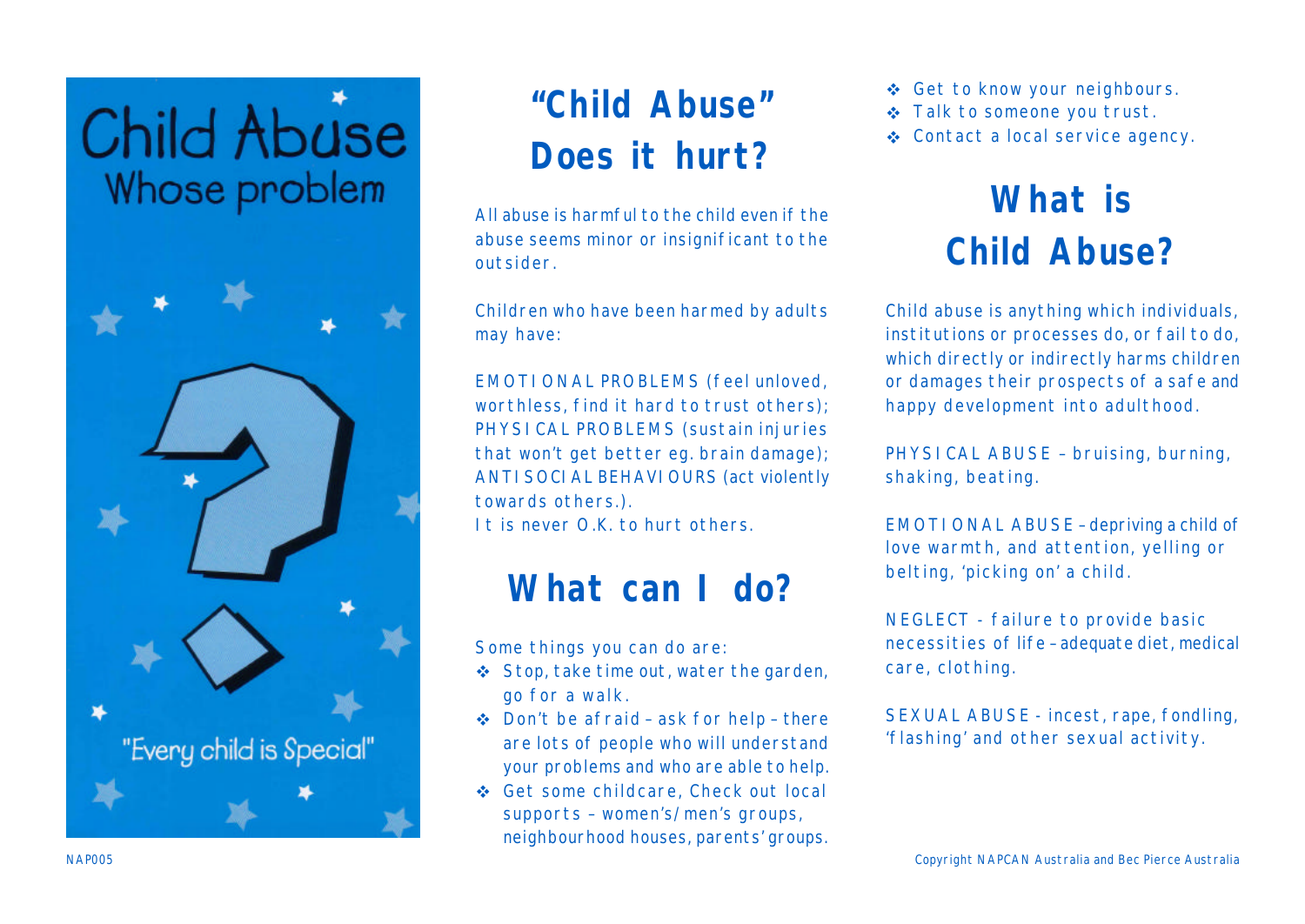# Child Abuse

Whose problem

"Every child is Special"

## "Child Abuse" Does it hurt?

All abuse is harmful to the child even if the abuse seems minor or insignificant to the outsider.

Children who have been harmed by adults may have:

EMOTIONAL PROBLEMS (feel unloved, worthless, find it hard to trust others); PHYSICAL PROBLEMS (sustain injuries that won't get better eg. brain damage); ANTISOCIAL BEHAVIOURS (act violently towards others.).
It is never O.K. to hurt others.

## What can I do?

Some things you can do are:

- Stop, take time out, water the garden, go for a walk.
- Don't be afraid – ask for help – there are lots of people who will understand your problems and who are able to help.
- Get some childcare, Check out local supports – women's/men's groups, neighbourhood houses, parents' groups.
- Get to know your neighbours.
- Talk to someone you trust.
- Contact a local service agency.

## What is Child Abuse?

Child abuse is anything which individuals, institutions or processes do, or fail to do, which directly or indirectly harms children or damages their prospects of a safe and happy development into adulthood.

PHYSICAL ABUSE – bruising, burning, shaking, beating.

EMOTIONAL ABUSE – depriving a child of love warmth, and attention, yelling or belting, 'picking on' a child.

NEGLECT - failure to provide basic necessities of life – adequate diet, medical care, clothing.

SEXUAL ABUSE - incest, rape, fondling, 'flashing' and other sexual activity.

NAP005

Copyright NAPCAN Australia and Bec Pierce Australia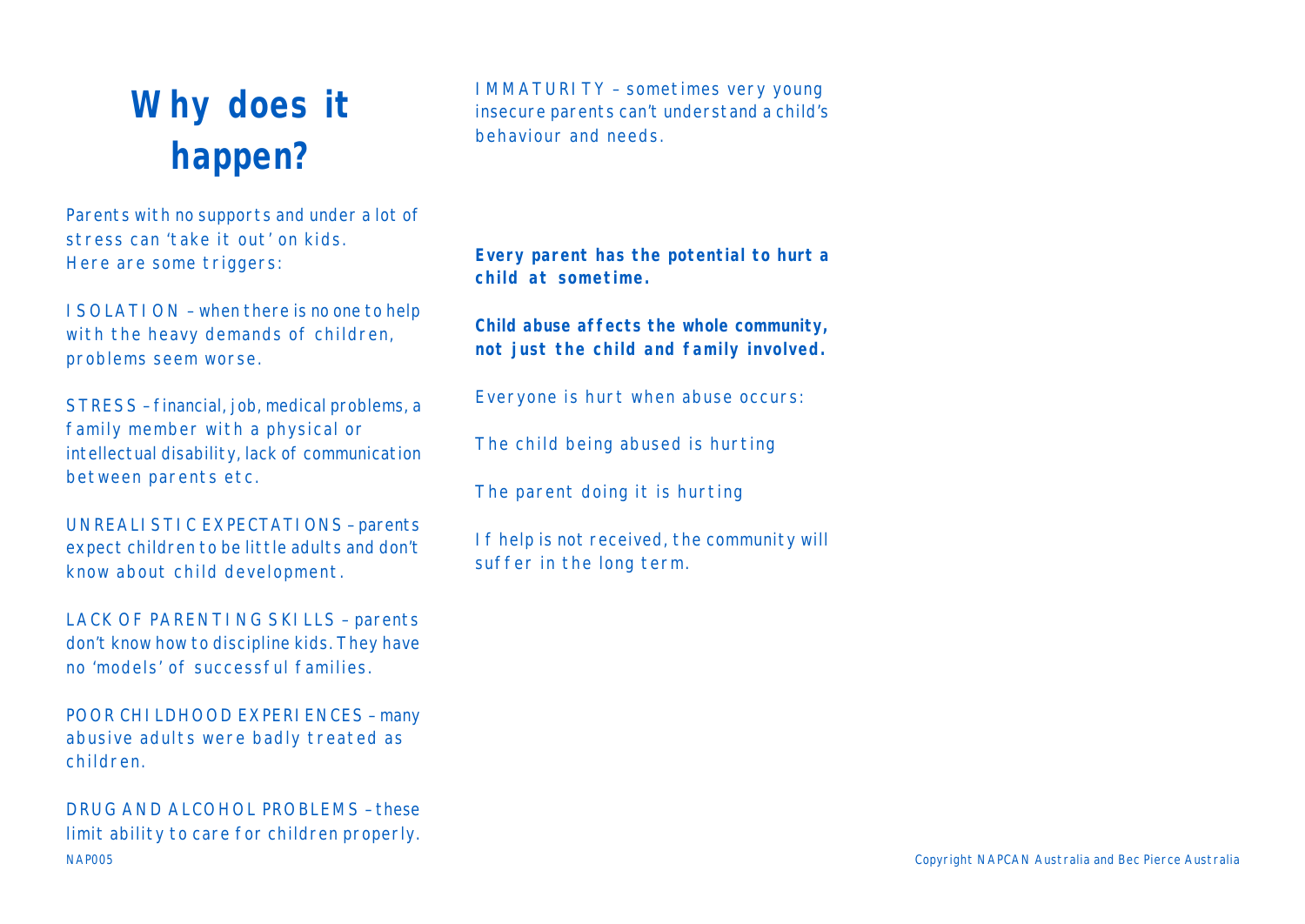# Why does it happen?

Parents with no supports and under a lot of stress can 'take it out' on kids. Here are some triggers:

ISOLATION – when there is no one to help with the heavy demands of children, problems seem worse.

STRESS – financial, job, medical problems, a family member with a physical or intellectual disability, lack of communication between parents etc.

UNREALISTIC EXPECTATIONS – parents expect children to be little adults and don't know about child development.

LACK OF PARENTING SKILLS – parents don't know how to discipline kids. They have no 'models' of successful families.

POOR CHILDHOOD EXPERIENCES – many abusive adults were badly treated as children.

DRUG AND ALCOHOL PROBLEMS – these limit ability to care for children properly.

IMMATURITY – sometimes very young insecure parents can't understand a child's behaviour and needs.

**Every parent has the potential to hurt a child at sometime.**

**Child abuse affects the whole community, not just the child and family involved.**

Everyone is hurt when abuse occurs:

The child being abused is hurting

The parent doing it is hurting

If help is not received, the community will suffer in the long term.

NAP005

Copyright NAPCAN Australia and Bec Pierce Australia